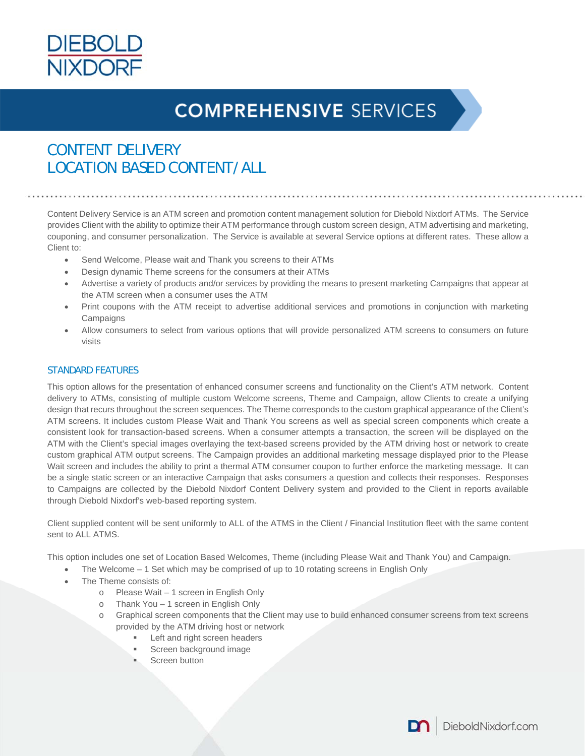DIEBOLD NIXDORF

# COMPREHENSIVE SERVICES

## CONTENT DELIVERY
## LOCATION BASED CONTENT / ALL

Content Delivery Service is an ATM screen and promotion content management solution for Diebold Nixdorf ATMs. The Service provides Client with the ability to optimize their ATM performance through custom screen design, ATM advertising and marketing, couponing, and consumer personalization. The Service is available at several Service options at different rates. These allow a Client to:

- Send Welcome, Please wait and Thank you screens to their ATMs
- Design dynamic Theme screens for the consumers at their ATMs
- Advertise a variety of products and/or services by providing the means to present marketing Campaigns that appear at the ATM screen when a consumer uses the ATM
- Print coupons with the ATM receipt to advertise additional services and promotions in conjunction with marketing Campaigns
- Allow consumers to select from various options that will provide personalized ATM screens to consumers on future visits

### STANDARD FEATURES

This option allows for the presentation of enhanced consumer screens and functionality on the Client's ATM network. Content delivery to ATMs, consisting of multiple custom Welcome screens, Theme and Campaign, allow Clients to create a unifying design that recurs throughout the screen sequences. The Theme corresponds to the custom graphical appearance of the Client's ATM screens. It includes custom Please Wait and Thank You screens as well as special screen components which create a consistent look for transaction-based screens. When a consumer attempts a transaction, the screen will be displayed on the ATM with the Client's special images overlaying the text-based screens provided by the ATM driving host or network to create custom graphical ATM output screens. The Campaign provides an additional marketing message displayed prior to the Please Wait screen and includes the ability to print a thermal ATM consumer coupon to further enforce the marketing message. It can be a single static screen or an interactive Campaign that asks consumers a question and collects their responses. Responses to Campaigns are collected by the Diebold Nixdorf Content Delivery system and provided to the Client in reports available through Diebold Nixdorf's web-based reporting system.

Client supplied content will be sent uniformly to ALL of the ATMS in the Client / Financial Institution fleet with the same content sent to ALL ATMS.

This option includes one set of Location Based Welcomes, Theme (including Please Wait and Thank You) and Campaign.

- The Welcome – 1 Set which may be comprised of up to 10 rotating screens in English Only
- The Theme consists of:
  - Please Wait – 1 screen in English Only
  - Thank You – 1 screen in English Only
  - Graphical screen components that the Client may use to build enhanced consumer screens from text screens provided by the ATM driving host or network
    - Left and right screen headers
    - Screen background image
    - Screen button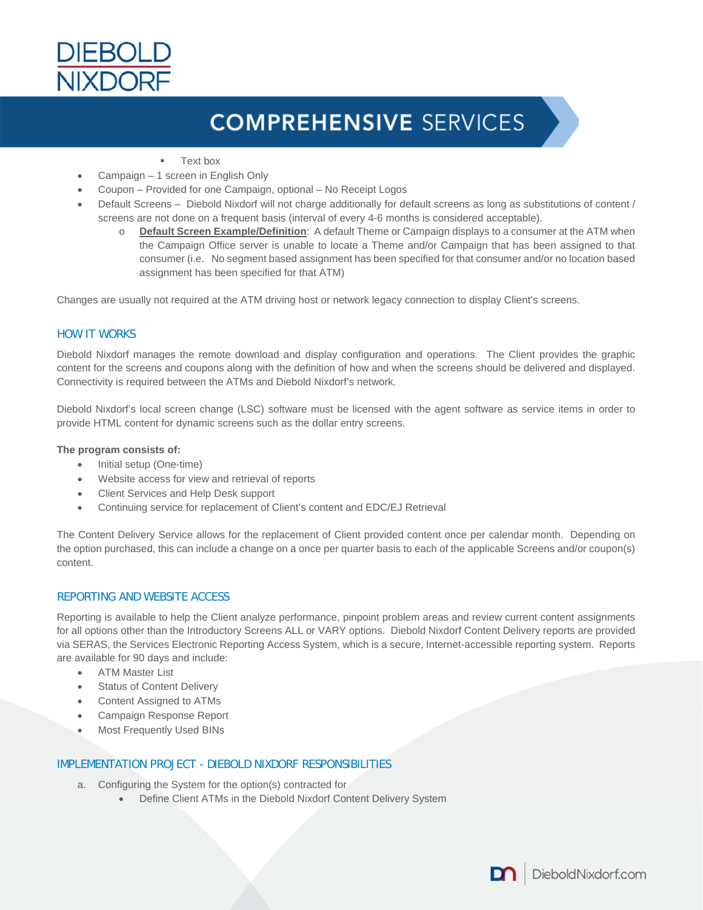- Text box
- Campaign – 1 screen in English Only
- Coupon – Provided for one Campaign, optional – No Receipt Logos
- Default Screens – Diebold Nixdorf will not charge additionally for default screens as long as substitutions of content / screens are not done on a frequent basis (interval of every 4-6 months is considered acceptable).
    - **Default Screen Example/Definition**: A default Theme or Campaign displays to a consumer at the ATM when the Campaign Office server is unable to locate a Theme and/or Campaign that has been assigned to that consumer (i.e. No segment based assignment has been specified for that consumer and/or no location based assignment has been specified for that ATM)

Changes are usually not required at the ATM driving host or network legacy connection to display Client's screens.

## HOW IT WORKS

Diebold Nixdorf manages the remote download and display configuration and operations. The Client provides the graphic content for the screens and coupons along with the definition of how and when the screens should be delivered and displayed. Connectivity is required between the ATMs and Diebold Nixdorf's network.

Diebold Nixdorf's local screen change (LSC) software must be licensed with the agent software as service items in order to provide HTML content for dynamic screens such as the dollar entry screens.

**The program consists of:**

- Initial setup (One-time)
- Website access for view and retrieval of reports
- Client Services and Help Desk support
- Continuing service for replacement of Client's content and EDC/EJ Retrieval

The Content Delivery Service allows for the replacement of Client provided content once per calendar month. Depending on the option purchased, this can include a change on a once per quarter basis to each of the applicable Screens and/or coupon(s) content.

## REPORTING AND WEBSITE ACCESS

Reporting is available to help the Client analyze performance, pinpoint problem areas and review current content assignments for all options other than the Introductory Screens ALL or VARY options. Diebold Nixdorf Content Delivery reports are provided via SERAS, the Services Electronic Reporting Access System, which is a secure, Internet-accessible reporting system. Reports are available for 90 days and include:

- ATM Master List
- Status of Content Delivery
- Content Assigned to ATMs
- Campaign Response Report
- Most Frequently Used BINs

## IMPLEMENTATION PROJECT - DIEBOLD NIXDORF RESPONSIBILITIES

a. Configuring the System for the option(s) contracted for
    - Define Client ATMs in the Diebold Nixdorf Content Delivery System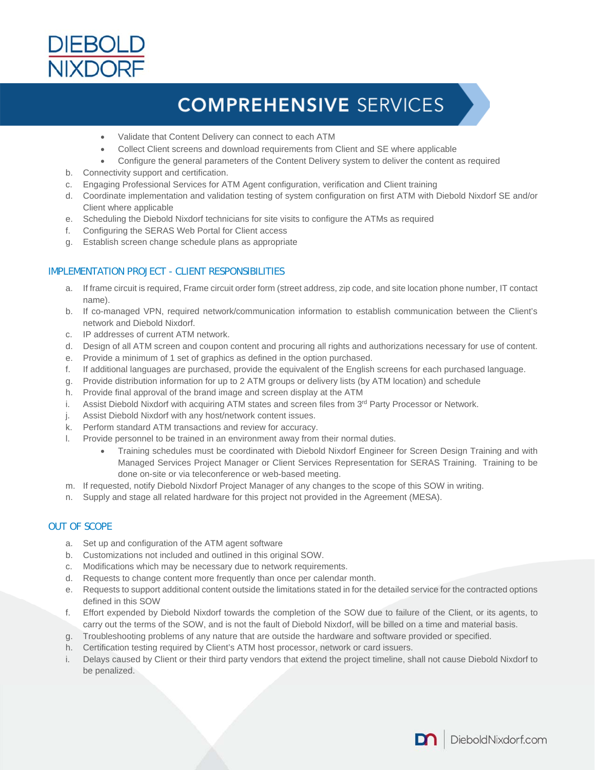- Validate that Content Delivery can connect to each ATM
- Collect Client screens and download requirements from Client and SE where applicable
- Configure the general parameters of the Content Delivery system to deliver the content as required

b. Connectivity support and certification.
c. Engaging Professional Services for ATM Agent configuration, verification and Client training
d. Coordinate implementation and validation testing of system configuration on first ATM with Diebold Nixdorf SE and/or Client where applicable
e. Scheduling the Diebold Nixdorf technicians for site visits to configure the ATMs as required
f. Configuring the SERAS Web Portal for Client access
g. Establish screen change schedule plans as appropriate

## IMPLEMENTATION PROJECT - CLIENT RESPONSIBILITIES

a. If frame circuit is required, Frame circuit order form (street address, zip code, and site location phone number, IT contact name).
b. If co-managed VPN, required network/communication information to establish communication between the Client's network and Diebold Nixdorf.
c. IP addresses of current ATM network.
d. Design of all ATM screen and coupon content and procuring all rights and authorizations necessary for use of content.
e. Provide a minimum of 1 set of graphics as defined in the option purchased.
f. If additional languages are purchased, provide the equivalent of the English screens for each purchased language.
g. Provide distribution information for up to 2 ATM groups or delivery lists (by ATM location) and schedule
h. Provide final approval of the brand image and screen display at the ATM
i. Assist Diebold Nixdorf with acquiring ATM states and screen files from 3rd Party Processor or Network.
j. Assist Diebold Nixdorf with any host/network content issues.
k. Perform standard ATM transactions and review for accuracy.
l. Provide personnel to be trained in an environment away from their normal duties.
   - Training schedules must be coordinated with Diebold Nixdorf Engineer for Screen Design Training and with Managed Services Project Manager or Client Services Representation for SERAS Training. Training to be done on-site or via teleconference or web-based meeting.

m. If requested, notify Diebold Nixdorf Project Manager of any changes to the scope of this SOW in writing.
n. Supply and stage all related hardware for this project not provided in the Agreement (MESA).

## OUT OF SCOPE

a. Set up and configuration of the ATM agent software
b. Customizations not included and outlined in this original SOW.
c. Modifications which may be necessary due to network requirements.
d. Requests to change content more frequently than once per calendar month.
e. Requests to support additional content outside the limitations stated in for the detailed service for the contracted options defined in this SOW
f. Effort expended by Diebold Nixdorf towards the completion of the SOW due to failure of the Client, or its agents, to carry out the terms of the SOW, and is not the fault of Diebold Nixdorf, will be billed on a time and material basis.
g. Troubleshooting problems of any nature that are outside the hardware and software provided or specified.
h. Certification testing required by Client's ATM host processor, network or card issuers.
i. Delays caused by Client or their third party vendors that extend the project timeline, shall not cause Diebold Nixdorf to be penalized.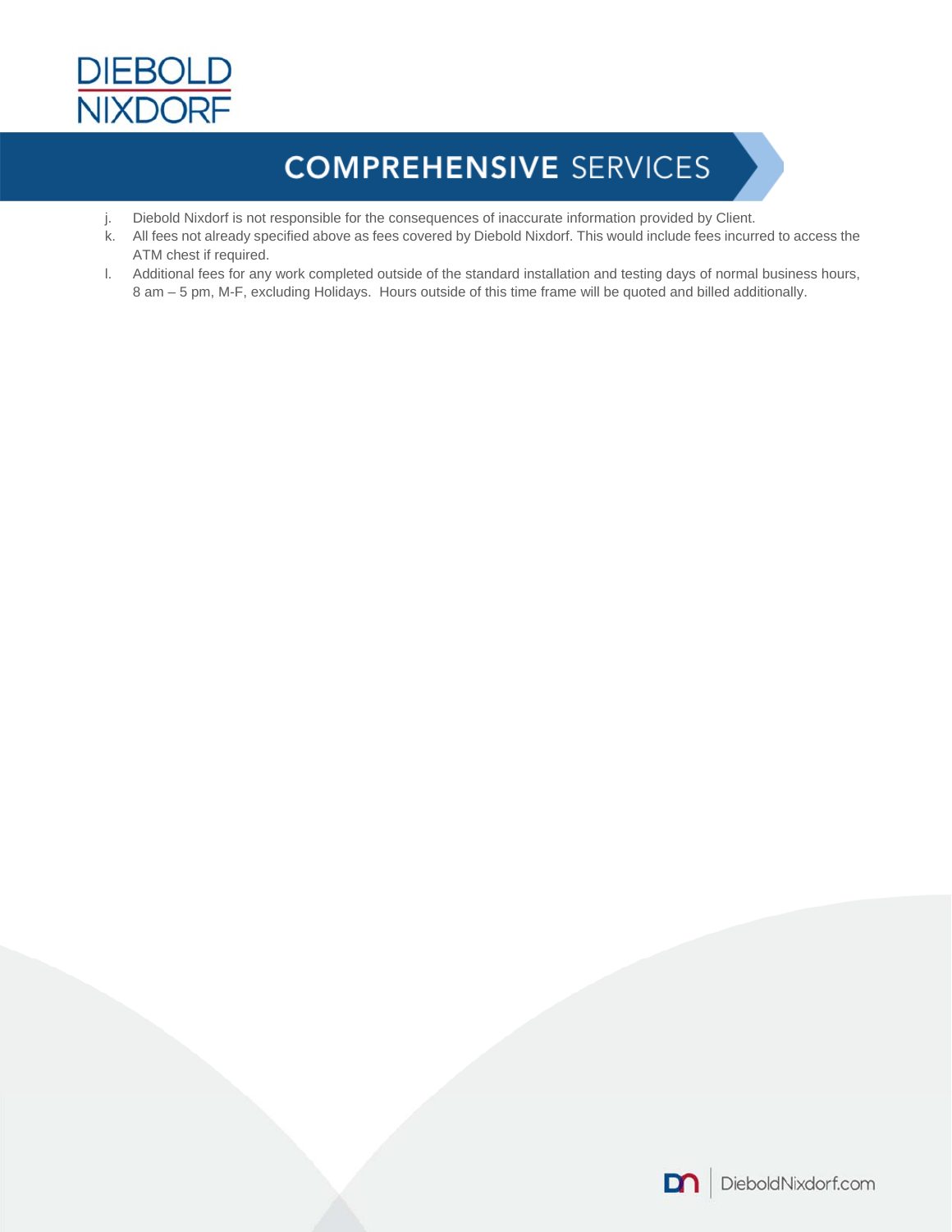j. Diebold Nixdorf is not responsible for the consequences of inaccurate information provided by Client.
k. All fees not already specified above as fees covered by Diebold Nixdorf. This would include fees incurred to access the ATM chest if required.
l. Additional fees for any work completed outside of the standard installation and testing days of normal business hours, 8 am – 5 pm, M-F, excluding Holidays. Hours outside of this time frame will be quoted and billed additionally.